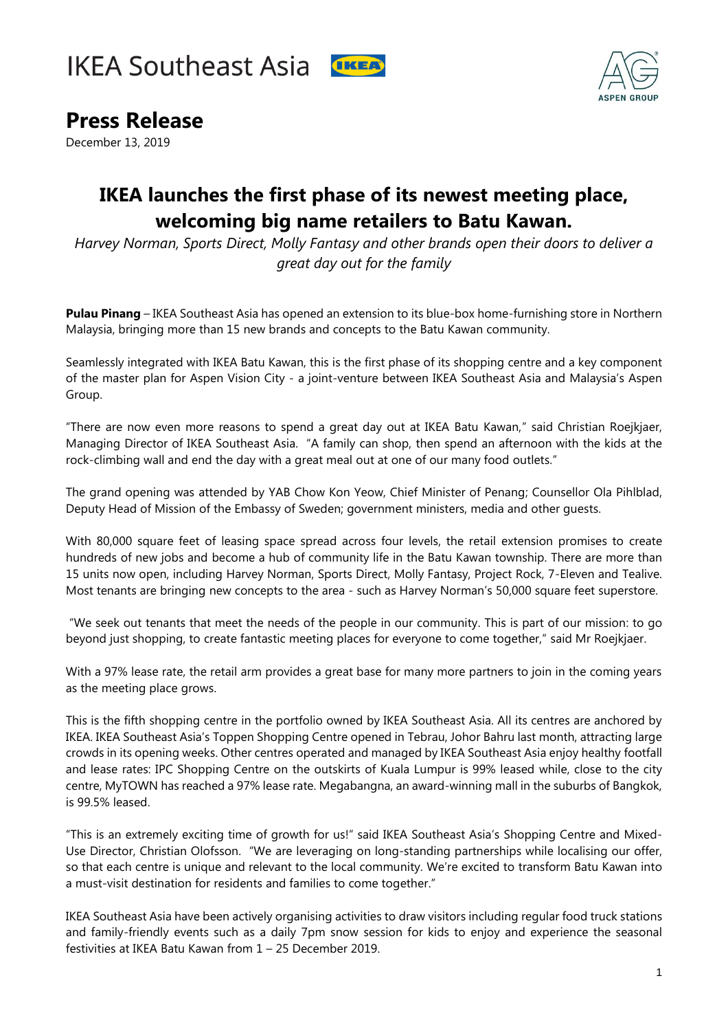IKEA Southeast Asia

# Press Release

December 13, 2019

## IKEA launches the first phase of its newest meeting place, welcoming big name retailers to Batu Kawan.

*Harvey Norman, Sports Direct, Molly Fantasy and other brands open their doors to deliver a great day out for the family*

**Pulau Pinang** – IKEA Southeast Asia has opened an extension to its blue-box home-furnishing store in Northern Malaysia, bringing more than 15 new brands and concepts to the Batu Kawan community.

Seamlessly integrated with IKEA Batu Kawan, this is the first phase of its shopping centre and a key component of the master plan for Aspen Vision City - a joint-venture between IKEA Southeast Asia and Malaysia's Aspen Group.

"There are now even more reasons to spend a great day out at IKEA Batu Kawan," said Christian Roejkjaer, Managing Director of IKEA Southeast Asia. "A family can shop, then spend an afternoon with the kids at the rock-climbing wall and end the day with a great meal out at one of our many food outlets."

The grand opening was attended by YAB Chow Kon Yeow, Chief Minister of Penang; Counsellor Ola Pihlblad, Deputy Head of Mission of the Embassy of Sweden; government ministers, media and other guests.

With 80,000 square feet of leasing space spread across four levels, the retail extension promises to create hundreds of new jobs and become a hub of community life in the Batu Kawan township. There are more than 15 units now open, including Harvey Norman, Sports Direct, Molly Fantasy, Project Rock, 7-Eleven and Tealive. Most tenants are bringing new concepts to the area - such as Harvey Norman's 50,000 square feet superstore.

"We seek out tenants that meet the needs of the people in our community. This is part of our mission: to go beyond just shopping, to create fantastic meeting places for everyone to come together," said Mr Roejkjaer.

With a 97% lease rate, the retail arm provides a great base for many more partners to join in the coming years as the meeting place grows.

This is the fifth shopping centre in the portfolio owned by IKEA Southeast Asia. All its centres are anchored by IKEA. IKEA Southeast Asia's Toppen Shopping Centre opened in Tebrau, Johor Bahru last month, attracting large crowds in its opening weeks. Other centres operated and managed by IKEA Southeast Asia enjoy healthy footfall and lease rates: IPC Shopping Centre on the outskirts of Kuala Lumpur is 99% leased while, close to the city centre, MyTOWN has reached a 97% lease rate. Megabangna, an award-winning mall in the suburbs of Bangkok, is 99.5% leased.

"This is an extremely exciting time of growth for us!" said IKEA Southeast Asia's Shopping Centre and Mixed-Use Director, Christian Olofsson. "We are leveraging on long-standing partnerships while localising our offer, so that each centre is unique and relevant to the local community. We're excited to transform Batu Kawan into a must-visit destination for residents and families to come together."

IKEA Southeast Asia have been actively organising activities to draw visitors including regular food truck stations and family-friendly events such as a daily 7pm snow session for kids to enjoy and experience the seasonal festivities at IKEA Batu Kawan from 1 – 25 December 2019.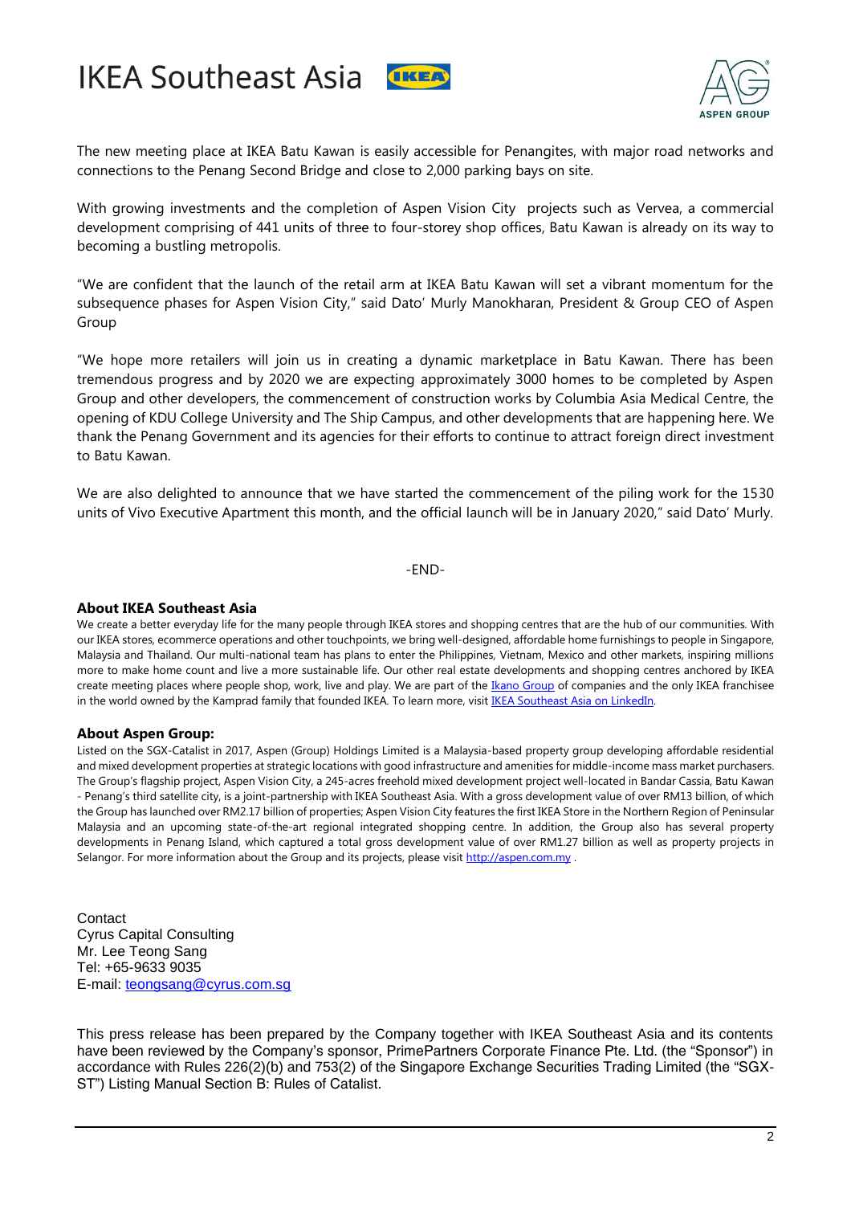The new meeting place at IKEA Batu Kawan is easily accessible for Penangites, with major road networks and connections to the Penang Second Bridge and close to 2,000 parking bays on site.

With growing investments and the completion of Aspen Vision City projects such as Vervea, a commercial development comprising of 441 units of three to four-storey shop offices, Batu Kawan is already on its way to becoming a bustling metropolis.

"We are confident that the launch of the retail arm at IKEA Batu Kawan will set a vibrant momentum for the subsequence phases for Aspen Vision City," said Dato' Murly Manokharan, President & Group CEO of Aspen Group

"We hope more retailers will join us in creating a dynamic marketplace in Batu Kawan. There has been tremendous progress and by 2020 we are expecting approximately 3000 homes to be completed by Aspen Group and other developers, the commencement of construction works by Columbia Asia Medical Centre, the opening of KDU College University and The Ship Campus, and other developments that are happening here. We thank the Penang Government and its agencies for their efforts to continue to attract foreign direct investment to Batu Kawan.

We are also delighted to announce that we have started the commencement of the piling work for the 1530 units of Vivo Executive Apartment this month, and the official launch will be in January 2020," said Dato' Murly.

-END-

**About IKEA Southeast Asia**

We create a better everyday life for the many people through IKEA stores and shopping centres that are the hub of our communities. With our IKEA stores, ecommerce operations and other touchpoints, we bring well-designed, affordable home furnishings to people in Singapore, Malaysia and Thailand. Our multi-national team has plans to enter the Philippines, Vietnam, Mexico and other markets, inspiring millions more to make home count and live a more sustainable life. Our other real estate developments and shopping centres anchored by IKEA create meeting places where people shop, work, live and play. We are part of the Ikano Group of companies and the only IKEA franchisee in the world owned by the Kamprad family that founded IKEA. To learn more, visit IKEA Southeast Asia on LinkedIn.

**About Aspen Group:**

Listed on the SGX-Catalist in 2017, Aspen (Group) Holdings Limited is a Malaysia-based property group developing affordable residential and mixed development properties at strategic locations with good infrastructure and amenities for middle-income mass market purchasers. The Group's flagship project, Aspen Vision City, a 245-acres freehold mixed development project well-located in Bandar Cassia, Batu Kawan - Penang's third satellite city, is a joint-partnership with IKEA Southeast Asia. With a gross development value of over RM13 billion, of which the Group has launched over RM2.17 billion of properties; Aspen Vision City features the first IKEA Store in the Northern Region of Peninsular Malaysia and an upcoming state-of-the-art regional integrated shopping centre. In addition, the Group also has several property developments in Penang Island, which captured a total gross development value of over RM1.27 billion as well as property projects in Selangor. For more information about the Group and its projects, please visit http://aspen.com.my .

Contact
Cyrus Capital Consulting
Mr. Lee Teong Sang
Tel: +65-9633 9035
E-mail: teongsang@cyrus.com.sg

This press release has been prepared by the Company together with IKEA Southeast Asia and its contents have been reviewed by the Company's sponsor, PrimePartners Corporate Finance Pte. Ltd. (the "Sponsor") in accordance with Rules 226(2)(b) and 753(2) of the Singapore Exchange Securities Trading Limited (the "SGX-ST") Listing Manual Section B: Rules of Catalist.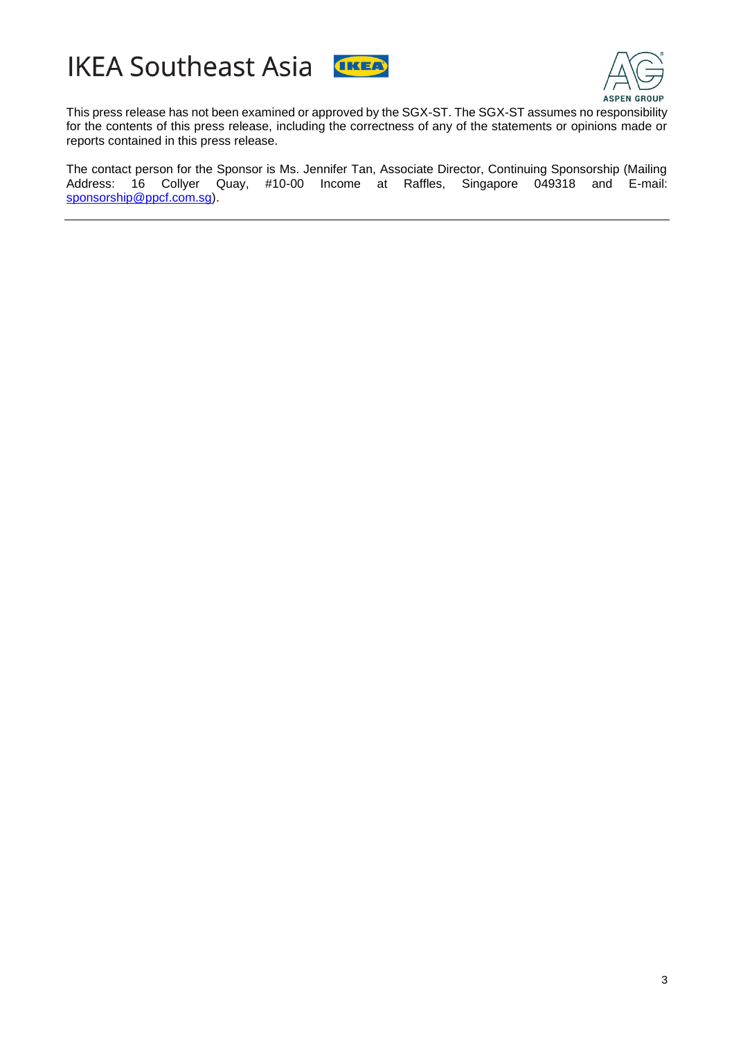This press release has not been examined or approved by the SGX-ST. The SGX-ST assumes no responsibility for the contents of this press release, including the correctness of any of the statements or opinions made or reports contained in this press release.

The contact person for the Sponsor is Ms. Jennifer Tan, Associate Director, Continuing Sponsorship (Mailing Address: 16 Collyer Quay, #10-00 Income at Raffles, Singapore 049318 and E-mail: sponsorship@ppcf.com.sg).

---